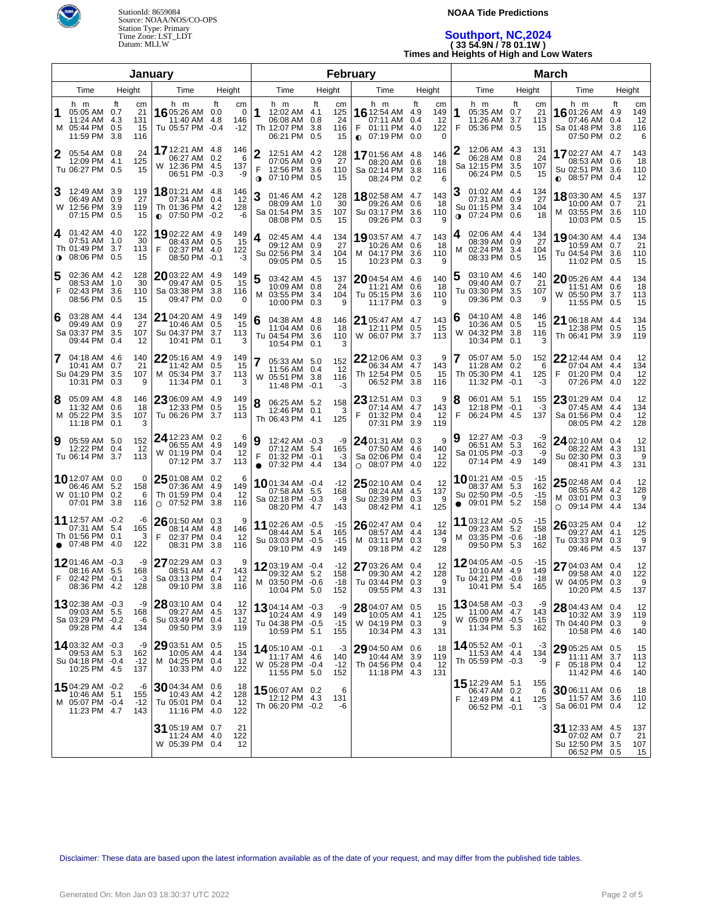StationId: 8659084
Source: NOAA/NOS/CO-OPS
Station Type: Primary
Time Zone: LST_LDT
Datum: MLLW

**NOAA Tide Predictions**

## Southport, NC,2024

**( 33 54.9N / 78 01.1W )**

**Times and Heights of High and Low Waters**

### January

| Day | Time | Height (ft) | Height (cm) |
|---|---|---|---|
| 1 M | 05:05 AM | 0.7 | 21 |
| | 11:24 AM | 4.3 | 131 |
| | 05:44 PM | 0.5 | 15 |
| | 11:59 PM | 3.8 | 116 |
| 2 Tu | 05:54 AM | 0.8 | 24 |
| | 12:09 PM | 4.1 | 125 |
| | 06:27 PM | 0.5 | 15 |
| 3 W | 12:49 AM | 3.9 | 119 |
| | 06:49 AM | 0.9 | 27 |
| | 12:56 PM | 3.9 | 119 |
| | 07:15 PM | 0.5 | 15 |
| 4 Th ◑ | 01:42 AM | 4.0 | 122 |
| | 07:51 AM | 1.0 | 30 |
| | 01:49 PM | 3.7 | 113 |
| | 08:06 PM | 0.5 | 15 |
| 5 F | 02:36 AM | 4.2 | 128 |
| | 08:53 AM | 1.0 | 30 |
| | 02:43 PM | 3.6 | 110 |
| | 08:56 PM | 0.5 | 15 |
| 6 Sa | 03:28 AM | 4.4 | 134 |
| | 09:49 AM | 0.9 | 27 |
| | 03:37 PM | 3.5 | 107 |
| | 09:44 PM | 0.4 | 12 |
| 7 Su | 04:18 AM | 4.6 | 140 |
| | 10:41 AM | 0.7 | 21 |
| | 04:29 PM | 3.5 | 107 |
| | 10:31 PM | 0.3 | 9 |
| 8 M | 05:09 AM | 4.8 | 146 |
| | 11:32 AM | 0.6 | 18 |
| | 05:22 PM | 3.5 | 107 |
| | 11:18 PM | 0.1 | 3 |
| 9 Tu | 05:59 AM | 5.0 | 152 |
| | 12:22 PM | 0.4 | 12 |
| | 06:14 PM | 3.7 | 113 |
| 10 W | 12:07 AM | 0.0 | 0 |
| | 06:46 AM | 5.2 | 158 |
| | 01:10 PM | 0.2 | 6 |
| | 07:01 PM | 3.8 | 116 |
| 11 Th ● | 12:57 AM | -0.2 | -6 |
| | 07:31 AM | 5.4 | 165 |
| | 01:56 PM | 0.1 | 3 |
| | 07:48 PM | 4.0 | 122 |
| 12 F | 01:46 AM | -0.3 | -9 |
| | 08:16 AM | 5.5 | 168 |
| | 02:42 PM | -0.1 | -3 |
| | 08:36 PM | 4.2 | 128 |
| 13 Sa | 02:38 AM | -0.3 | -9 |
| | 09:03 AM | 5.5 | 168 |
| | 03:29 PM | -0.2 | -6 |
| | 09:28 PM | 4.4 | 134 |
| 14 Su | 03:32 AM | -0.3 | -9 |
| | 09:53 AM | 5.3 | 162 |
| | 04:18 PM | -0.4 | -12 |
| | 10:25 PM | 4.5 | 137 |
| 15 M | 04:29 AM | -0.2 | -6 |
| | 10:46 AM | 5.1 | 155 |
| | 05:07 PM | -0.4 | -12 |
| | 11:23 PM | 4.7 | 143 |
| 16 Tu | 05:26 AM | 0.0 | 0 |
| | 11:40 AM | 4.8 | 146 |
| | 05:57 PM | -0.4 | -12 |
| 17 W | 12:21 AM | 4.8 | 146 |
| | 06:27 AM | 0.2 | 6 |
| | 12:36 PM | 4.5 | 137 |
| | 06:51 PM | -0.3 | -9 |
| 18 Th ◐ | 01:21 AM | 4.8 | 146 |
| | 07:34 AM | 0.4 | 12 |
| | 01:36 PM | 4.2 | 128 |
| | 07:50 PM | -0.2 | -6 |
| 19 F | 02:22 AM | 4.9 | 149 |
| | 08:43 AM | 0.5 | 15 |
| | 02:37 PM | 4.0 | 122 |
| | 08:50 PM | -0.1 | -3 |
| 20 Sa | 03:22 AM | 4.9 | 149 |
| | 09:47 AM | 0.5 | 15 |
| | 03:38 PM | 3.8 | 116 |
| | 09:47 PM | 0.0 | 0 |
| 21 Su | 04:20 AM | 4.9 | 149 |
| | 10:46 AM | 0.5 | 15 |
| | 04:37 PM | 3.7 | 113 |
| | 10:41 PM | 0.1 | 3 |
| 22 M | 05:16 AM | 4.9 | 149 |
| | 11:42 AM | 0.5 | 15 |
| | 05:34 PM | 3.7 | 113 |
| | 11:34 PM | 0.1 | 3 |
| 23 Tu | 06:09 AM | 4.9 | 149 |
| | 12:33 PM | 0.5 | 15 |
| | 06:26 PM | 3.7 | 113 |
| 24 W | 12:23 AM | 0.2 | 6 |
| | 06:55 AM | 4.9 | 149 |
| | 01:19 PM | 0.4 | 12 |
| | 07:12 PM | 3.7 | 113 |
| 25 Th ○ | 01:08 AM | 0.2 | 6 |
| | 07:36 AM | 4.9 | 149 |
| | 01:59 PM | 0.4 | 12 |
| | 07:52 PM | 3.8 | 116 |
| 26 F | 01:50 AM | 0.3 | 9 |
| | 08:14 AM | 4.8 | 146 |
| | 02:37 PM | 0.4 | 12 |
| | 08:31 PM | 3.8 | 116 |
| 27 Sa | 02:29 AM | 0.3 | 9 |
| | 08:51 AM | 4.7 | 143 |
| | 03:13 PM | 0.4 | 12 |
| | 09:10 PM | 3.8 | 116 |
| 28 Su | 03:10 AM | 0.4 | 12 |
| | 09:27 AM | 4.5 | 137 |
| | 03:49 PM | 0.4 | 12 |
| | 09:50 PM | 3.9 | 119 |
| 29 M | 03:51 AM | 0.5 | 15 |
| | 10:05 AM | 4.4 | 134 |
| | 04:25 PM | 0.4 | 12 |
| | 10:33 PM | 4.0 | 122 |
| 30 Tu | 04:34 AM | 0.6 | 18 |
| | 10:43 AM | 4.2 | 128 |
| | 05:01 PM | 0.4 | 12 |
| | 11:16 PM | 4.0 | 122 |
| 31 W | 05:19 AM | 0.7 | 21 |
| | 11:24 AM | 4.0 | 122 |
| | 05:39 PM | 0.4 | 12 |

### February

| Day | Time | Height (ft) | Height (cm) |
|---|---|---|---|
| 1 Th | 12:02 AM | 4.1 | 125 |
| | 06:08 AM | 0.8 | 24 |
| | 12:07 PM | 3.8 | 116 |
| | 06:21 PM | 0.5 | 15 |
| 2 F ◑ | 12:51 AM | 4.2 | 128 |
| | 07:05 AM | 0.9 | 27 |
| | 12:56 PM | 3.6 | 110 |
| | 07:10 PM | 0.5 | 15 |
| 3 Sa | 01:46 AM | 4.2 | 128 |
| | 08:09 AM | 1.0 | 30 |
| | 01:54 PM | 3.5 | 107 |
| | 08:08 PM | 0.5 | 15 |
| 4 Su | 02:45 AM | 4.4 | 134 |
| | 09:12 AM | 0.9 | 27 |
| | 02:56 PM | 3.4 | 104 |
| | 09:05 PM | 0.5 | 15 |
| 5 M | 03:42 AM | 4.5 | 137 |
| | 10:09 AM | 0.8 | 24 |
| | 03:55 PM | 3.4 | 104 |
| | 10:00 PM | 0.3 | 9 |
| 6 Tu | 04:38 AM | 4.8 | 146 |
| | 11:04 AM | 0.6 | 18 |
| | 04:54 PM | 3.6 | 110 |
| | 10:54 PM | 0.1 | 3 |
| 7 W | 05:33 AM | 5.0 | 152 |
| | 11:56 AM | 0.4 | 12 |
| | 05:51 PM | 3.8 | 116 |
| | 11:48 PM | -0.1 | -3 |
| 8 Th | 06:25 AM | 5.2 | 158 |
| | 12:46 PM | 0.1 | 3 |
| | 06:43 PM | 4.1 | 125 |
| 9 F ● | 12:42 AM | -0.3 | -9 |
| | 07:12 AM | 5.4 | 165 |
| | 01:32 PM | -0.1 | -3 |
| | 07:32 PM | 4.4 | 134 |
| 10 Sa | 01:34 AM | -0.4 | -12 |
| | 07:58 AM | 5.5 | 168 |
| | 02:18 PM | -0.3 | -9 |
| | 08:20 PM | 4.7 | 143 |
| 11 Su | 02:26 AM | -0.5 | -15 |
| | 08:44 AM | 5.4 | 165 |
| | 03:03 PM | -0.5 | -15 |
| | 09:10 PM | 4.9 | 149 |
| 12 M | 03:19 AM | -0.4 | -12 |
| | 09:32 AM | 5.2 | 158 |
| | 03:50 PM | -0.6 | -18 |
| | 10:04 PM | 5.0 | 152 |
| 13 Tu | 04:14 AM | -0.3 | -9 |
| | 10:24 AM | 4.9 | 149 |
| | 04:38 PM | -0.5 | -15 |
| | 10:59 PM | 5.1 | 155 |
| 14 W | 05:10 AM | -0.1 | -3 |
| | 11:17 AM | 4.6 | 140 |
| | 05:28 PM | -0.4 | -12 |
| | 11:55 PM | 5.0 | 152 |
| 15 Th | 06:07 AM | 0.2 | 6 |
| | 12:12 PM | 4.3 | 131 |
| | 06:20 PM | -0.2 | -6 |
| 16 F ◐ | 12:54 AM | 4.9 | 149 |
| | 07:11 AM | 0.4 | 12 |
| | 01:11 PM | 4.0 | 122 |
| | 07:19 PM | 0.0 | 0 |
| 17 Sa | 01:56 AM | 4.8 | 146 |
| | 08:20 AM | 0.6 | 18 |
| | 02:14 PM | 3.8 | 116 |
| | 08:24 PM | 0.2 | 6 |
| 18 Su | 02:58 AM | 4.7 | 143 |
| | 09:26 AM | 0.6 | 18 |
| | 03:17 PM | 3.6 | 110 |
| | 09:26 PM | 0.3 | 9 |
| 19 M | 03:57 AM | 4.7 | 143 |
| | 10:26 AM | 0.6 | 18 |
| | 04:17 PM | 3.6 | 110 |
| | 10:23 PM | 0.3 | 9 |
| 20 Tu | 04:54 AM | 4.6 | 140 |
| | 11:21 AM | 0.6 | 18 |
| | 05:15 PM | 3.6 | 110 |
| | 11:17 PM | 0.3 | 9 |
| 21 W | 05:47 AM | 4.7 | 143 |
| | 12:11 PM | 0.5 | 15 |
| | 06:07 PM | 3.7 | 113 |
| 22 Th | 12:06 AM | 0.3 | 9 |
| | 06:34 AM | 4.7 | 143 |
| | 12:54 PM | 0.5 | 15 |
| | 06:52 PM | 3.8 | 116 |
| 23 F | 12:51 AM | 0.3 | 9 |
| | 07:14 AM | 4.7 | 143 |
| | 01:32 PM | 0.4 | 12 |
| | 07:31 PM | 3.9 | 119 |
| 24 Sa ○ | 01:31 AM | 0.3 | 9 |
| | 07:50 AM | 4.6 | 140 |
| | 02:06 PM | 0.4 | 12 |
| | 08:07 PM | 4.0 | 122 |
| 25 Su | 02:10 AM | 0.4 | 12 |
| | 08:24 AM | 4.5 | 137 |
| | 02:39 PM | 0.3 | 9 |
| | 08:42 PM | 4.1 | 125 |
| 26 M | 02:47 AM | 0.4 | 12 |
| | 08:57 AM | 4.4 | 134 |
| | 03:11 PM | 0.3 | 9 |
| | 09:18 PM | 4.2 | 128 |
| 27 Tu | 03:26 AM | 0.4 | 12 |
| | 09:30 AM | 4.2 | 128 |
| | 03:44 PM | 0.3 | 9 |
| | 09:55 PM | 4.3 | 131 |
| 28 W | 04:07 AM | 0.5 | 15 |
| | 10:05 AM | 4.1 | 125 |
| | 04:19 PM | 0.3 | 9 |
| | 10:34 PM | 4.3 | 131 |
| 29 Th | 04:50 AM | 0.6 | 18 |
| | 10:44 AM | 3.9 | 119 |
| | 04:56 PM | 0.4 | 12 |
| | 11:18 PM | 4.3 | 131 |

### March

| Day | Time | Height (ft) | Height (cm) |
|---|---|---|---|
| 1 F | 05:35 AM | 0.7 | 21 |
| | 11:26 AM | 3.7 | 113 |
| | 05:36 PM | 0.5 | 15 |
| 2 Sa | 12:06 AM | 4.3 | 131 |
| | 06:28 AM | 0.8 | 24 |
| | 12:15 PM | 3.5 | 107 |
| | 06:24 PM | 0.5 | 15 |
| 3 Su ◑ | 01:02 AM | 4.4 | 134 |
| | 07:31 AM | 0.9 | 27 |
| | 01:15 PM | 3.4 | 104 |
| | 07:24 PM | 0.6 | 18 |
| 4 M | 02:06 AM | 4.4 | 134 |
| | 08:39 AM | 0.9 | 27 |
| | 02:24 PM | 3.4 | 104 |
| | 08:33 PM | 0.5 | 15 |
| 5 Tu | 03:10 AM | 4.6 | 140 |
| | 09:40 AM | 0.7 | 21 |
| | 03:30 PM | 3.5 | 107 |
| | 09:36 PM | 0.3 | 9 |
| 6 W | 04:10 AM | 4.8 | 146 |
| | 10:36 AM | 0.5 | 15 |
| | 04:32 PM | 3.8 | 116 |
| | 10:34 PM | 0.1 | 3 |
| 7 Th | 05:07 AM | 5.0 | 152 |
| | 11:28 AM | 0.2 | 6 |
| | 05:30 PM | 4.1 | 125 |
| | 11:32 PM | -0.1 | -3 |
| 8 F | 06:01 AM | 5.1 | 155 |
| | 12:18 PM | -0.1 | -3 |
| | 06:24 PM | 4.5 | 137 |
| 9 Sa | 12:27 AM | -0.3 | -9 |
| | 06:51 AM | 5.3 | 162 |
| | 01:05 PM | -0.3 | -9 |
| | 07:14 PM | 4.9 | 149 |
| 10 Su ● | 01:21 AM | -0.5 | -15 |
| | 08:37 AM | 5.3 | 162 |
| | 02:50 PM | -0.5 | -15 |
| | 09:01 PM | 5.2 | 158 |
| 11 M | 03:12 AM | -0.5 | -15 |
| | 09:23 AM | 5.2 | 158 |
| | 03:35 PM | -0.6 | -18 |
| | 09:50 PM | 5.3 | 162 |
| 12 Tu | 04:05 AM | -0.5 | -15 |
| | 10:10 AM | 4.9 | 149 |
| | 04:21 PM | -0.6 | -18 |
| | 10:41 PM | 5.4 | 165 |
| 13 W | 04:58 AM | -0.3 | -9 |
| | 11:00 AM | 4.7 | 143 |
| | 05:09 PM | -0.5 | -15 |
| | 11:34 PM | 5.3 | 162 |
| 14 Th | 05:52 AM | -0.1 | -3 |
| | 11:53 AM | 4.4 | 134 |
| | 05:59 PM | -0.3 | -9 |
| 15 F | 12:29 AM | 5.1 | 155 |
| | 06:47 AM | 0.2 | 6 |
| | 12:49 PM | 4.1 | 125 |
| | 06:52 PM | -0.1 | -3 |
| 16 Sa | 01:26 AM | 4.9 | 149 |
| | 07:46 AM | 0.4 | 12 |
| | 01:48 PM | 3.8 | 116 |
| | 07:50 PM | 0.2 | 6 |
| 17 Su ◐ | 02:27 AM | 4.7 | 143 |
| | 08:53 AM | 0.6 | 18 |
| | 02:51 PM | 3.6 | 110 |
| | 08:57 PM | 0.4 | 12 |
| 18 M | 03:30 AM | 4.5 | 137 |
| | 10:00 AM | 0.7 | 21 |
| | 03:55 PM | 3.6 | 110 |
| | 10:03 PM | 0.5 | 15 |
| 19 Tu | 04:30 AM | 4.4 | 134 |
| | 10:59 AM | 0.7 | 21 |
| | 04:54 PM | 3.6 | 110 |
| | 11:02 PM | 0.5 | 15 |
| 20 W | 05:26 AM | 4.4 | 134 |
| | 11:51 AM | 0.6 | 18 |
| | 05:50 PM | 3.7 | 113 |
| | 11:55 PM | 0.5 | 15 |
| 21 Th | 06:18 AM | 4.4 | 134 |
| | 12:38 PM | 0.5 | 15 |
| | 06:41 PM | 3.9 | 119 |
| 22 F | 12:44 AM | 0.4 | 12 |
| | 07:04 AM | 4.4 | 134 |
| | 01:20 PM | 0.4 | 12 |
| | 07:26 PM | 4.0 | 122 |
| 23 Sa | 01:29 AM | 0.4 | 12 |
| | 07:45 AM | 4.4 | 134 |
| | 01:56 PM | 0.4 | 12 |
| | 08:05 PM | 4.2 | 128 |
| 24 Su | 02:10 AM | 0.4 | 12 |
| | 08:22 AM | 4.3 | 131 |
| | 02:30 PM | 0.3 | 9 |
| | 08:41 PM | 4.3 | 131 |
| 25 M ○ | 02:48 AM | 0.4 | 12 |
| | 08:55 AM | 4.2 | 128 |
| | 03:01 PM | 0.3 | 9 |
| | 09:14 PM | 4.4 | 134 |
| 26 Tu | 03:25 AM | 0.4 | 12 |
| | 09:27 AM | 4.1 | 125 |
| | 03:33 PM | 0.3 | 9 |
| | 09:46 PM | 4.5 | 137 |
| 27 W | 04:03 AM | 0.4 | 12 |
| | 09:58 AM | 4.0 | 122 |
| | 04:05 PM | 0.3 | 9 |
| | 10:20 PM | 4.5 | 137 |
| 28 Th | 04:43 AM | 0.4 | 12 |
| | 10:32 AM | 3.9 | 119 |
| | 04:40 PM | 0.3 | 9 |
| | 10:58 PM | 4.6 | 140 |
| 29 F | 05:25 AM | 0.5 | 15 |
| | 11:11 AM | 3.7 | 113 |
| | 05:18 PM | 0.4 | 12 |
| | 11:42 PM | 4.6 | 140 |
| 30 Sa | 06:11 AM | 0.6 | 18 |
| | 11:57 AM | 3.6 | 110 |
| | 06:01 PM | 0.4 | 12 |
| 31 Su | 12:33 AM | 4.5 | 137 |
| | 07:02 AM | 0.7 | 21 |
| | 12:50 PM | 3.5 | 107 |
| | 06:52 PM | 0.5 | 15 |

Disclaimer: These data are based upon the latest information available as of the date of your request, and may differ from the published tide tables.

Generated On: Mon Jan 03 18:30:37 UTC 2022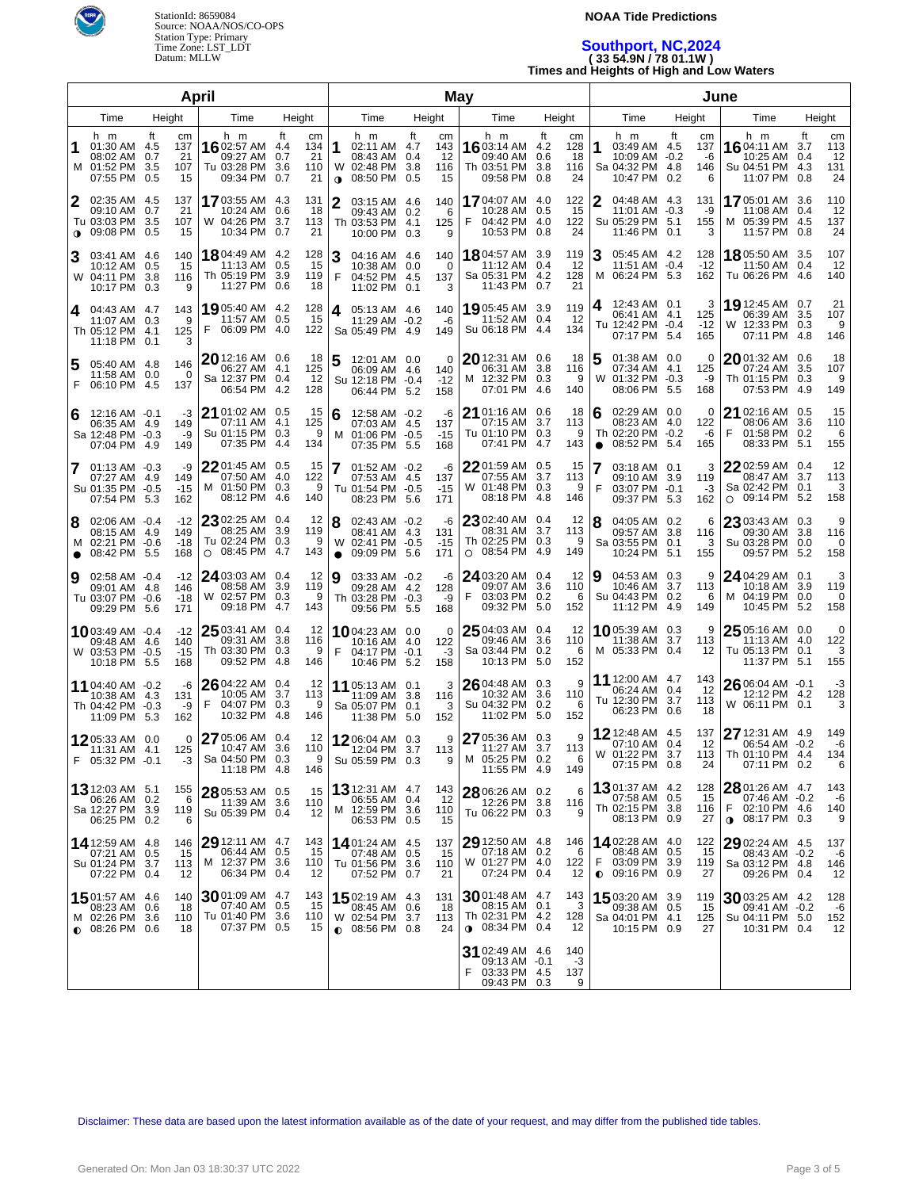StationId: 8659084
Source: NOAA/NOS/CO-OPS
Station Type: Primary
Time Zone: LST_LDT
Datum: MLLW

**NOAA Tide Predictions**

# Southport, NC,2024

**( 33 54.9N / 78 01.1W )**

**Times and Heights of High and Low Waters**

## April

| Day | Time | Height (ft) | Height (cm) |
|---|---|---|---|
| 1 M | 01:30 AM | 4.5 | 137 |
| | 08:02 AM | 0.7 | 21 |
| | 01:52 PM | 3.5 | 107 |
| | 07:55 PM | 0.5 | 15 |
| 2 Tu ◑ | 02:35 AM | 4.5 | 137 |
| | 09:10 AM | 0.7 | 21 |
| | 03:03 PM | 3.5 | 107 |
| | 09:08 PM | 0.5 | 15 |
| 3 W | 03:41 AM | 4.6 | 140 |
| | 10:12 AM | 0.5 | 15 |
| | 04:11 PM | 3.8 | 116 |
| | 10:17 PM | 0.3 | 9 |
| 4 Th | 04:43 AM | 4.7 | 143 |
| | 11:07 AM | 0.3 | 9 |
| | 05:12 PM | 4.1 | 125 |
| | 11:18 PM | 0.1 | 3 |
| 5 F | 05:40 AM | 4.8 | 146 |
| | 11:58 AM | 0.0 | 0 |
| | 06:10 PM | 4.5 | 137 |
| 6 Sa | 12:16 AM | -0.1 | -3 |
| | 06:35 AM | 4.9 | 149 |
| | 12:48 PM | -0.3 | -9 |
| | 07:04 PM | 4.9 | 149 |
| 7 Su | 01:13 AM | -0.3 | -9 |
| | 07:27 AM | 4.9 | 149 |
| | 01:35 PM | -0.5 | -15 |
| | 07:54 PM | 5.3 | 162 |
| 8 M ● | 02:06 AM | -0.4 | -12 |
| | 08:15 AM | 4.9 | 149 |
| | 02:21 PM | -0.6 | -18 |
| | 08:42 PM | 5.5 | 168 |
| 9 Tu | 02:58 AM | -0.4 | -12 |
| | 09:01 AM | 4.8 | 146 |
| | 03:07 PM | -0.6 | -18 |
| | 09:29 PM | 5.6 | 171 |
| 10 W | 03:49 AM | -0.4 | -12 |
| | 09:48 AM | 4.6 | 140 |
| | 03:53 PM | -0.5 | -15 |
| | 10:18 PM | 5.5 | 168 |
| 11 Th | 04:40 AM | -0.2 | -6 |
| | 10:38 AM | 4.3 | 131 |
| | 04:42 PM | -0.3 | -9 |
| | 11:09 PM | 5.3 | 162 |
| 12 F | 05:33 AM | 0.0 | 0 |
| | 11:31 AM | 4.1 | 125 |
| | 05:32 PM | -0.1 | -3 |
| 13 Sa | 12:03 AM | 5.1 | 155 |
| | 06:26 AM | 0.2 | 6 |
| | 12:27 PM | 3.9 | 119 |
| | 06:25 PM | 0.2 | 6 |
| 14 Su | 12:59 AM | 4.8 | 146 |
| | 07:21 AM | 0.5 | 15 |
| | 01:24 PM | 3.7 | 113 |
| | 07:22 PM | 0.4 | 12 |
| 15 M ◐ | 01:57 AM | 4.6 | 140 |
| | 08:23 AM | 0.6 | 18 |
| | 02:26 PM | 3.6 | 110 |
| | 08:26 PM | 0.6 | 18 |
| 16 Tu | 02:57 AM | 4.4 | 134 |
| | 09:27 AM | 0.7 | 21 |
| | 03:28 PM | 3.6 | 110 |
| | 09:34 PM | 0.7 | 21 |
| 17 W | 03:55 AM | 4.3 | 131 |
| | 10:24 AM | 0.6 | 18 |
| | 04:26 PM | 3.7 | 113 |
| | 10:34 PM | 0.7 | 21 |
| 18 Th | 04:49 AM | 4.2 | 128 |
| | 11:13 AM | 0.5 | 15 |
| | 05:19 PM | 3.9 | 119 |
| | 11:27 PM | 0.6 | 18 |
| 19 F | 05:40 AM | 4.2 | 128 |
| | 11:57 AM | 0.5 | 15 |
| | 06:09 PM | 4.0 | 122 |
| 20 Sa | 12:16 AM | 0.6 | 18 |
| | 06:27 AM | 4.1 | 125 |
| | 12:37 PM | 0.4 | 12 |
| | 06:54 PM | 4.2 | 128 |
| 21 Su | 01:02 AM | 0.5 | 15 |
| | 07:11 AM | 4.1 | 125 |
| | 01:15 PM | 0.3 | 9 |
| | 07:35 PM | 4.4 | 134 |
| 22 M | 01:45 AM | 0.5 | 15 |
| | 07:50 AM | 4.0 | 122 |
| | 01:50 PM | 0.3 | 9 |
| | 08:12 PM | 4.6 | 140 |
| 23 Tu ○ | 02:25 AM | 0.4 | 12 |
| | 08:25 AM | 3.9 | 119 |
| | 02:24 PM | 0.3 | 9 |
| | 08:45 PM | 4.7 | 143 |
| 24 W | 03:03 AM | 0.4 | 12 |
| | 08:58 AM | 3.9 | 119 |
| | 02:57 PM | 0.3 | 9 |
| | 09:18 PM | 4.7 | 143 |
| 25 Th | 03:41 AM | 0.4 | 12 |
| | 09:31 AM | 3.8 | 116 |
| | 03:30 PM | 0.3 | 9 |
| | 09:52 PM | 4.8 | 146 |
| 26 F | 04:22 AM | 0.4 | 12 |
| | 10:05 AM | 3.7 | 113 |
| | 04:07 PM | 0.3 | 9 |
| | 10:32 PM | 4.8 | 146 |
| 27 Sa | 05:06 AM | 0.4 | 12 |
| | 10:47 AM | 3.6 | 110 |
| | 04:50 PM | 0.3 | 9 |
| | 11:18 PM | 4.8 | 146 |
| 28 Su | 05:53 AM | 0.5 | 15 |
| | 11:39 AM | 3.6 | 110 |
| | 05:39 PM | 0.4 | 12 |
| 29 M | 12:11 AM | 4.7 | 143 |
| | 06:44 AM | 0.5 | 15 |
| | 12:37 PM | 3.6 | 110 |
| | 06:34 PM | 0.4 | 12 |
| 30 Tu | 01:09 AM | 4.7 | 143 |
| | 07:40 AM | 0.5 | 15 |
| | 01:40 PM | 3.6 | 110 |
| | 07:37 PM | 0.5 | 15 |

## May

| Day | Time | Height (ft) | Height (cm) |
|---|---|---|---|
| 1 W ◑ | 02:11 AM | 4.7 | 143 |
| | 08:43 AM | 0.4 | 12 |
| | 02:48 PM | 3.8 | 116 |
| | 08:50 PM | 0.5 | 15 |
| 2 Th | 03:15 AM | 4.6 | 140 |
| | 09:43 AM | 0.2 | 6 |
| | 03:53 PM | 4.1 | 125 |
| | 10:00 PM | 0.3 | 9 |
| 3 F | 04:16 AM | 4.6 | 140 |
| | 10:38 AM | 0.0 | 0 |
| | 04:52 PM | 4.5 | 137 |
| | 11:02 PM | 0.1 | 3 |
| 4 Sa | 05:13 AM | 4.6 | 140 |
| | 11:29 AM | -0.2 | -6 |
| | 05:49 PM | 4.9 | 149 |
| 5 Su | 12:01 AM | 0.0 | 0 |
| | 06:09 AM | 4.6 | 140 |
| | 12:18 PM | -0.4 | -12 |
| | 06:44 PM | 5.2 | 158 |
| 6 M | 12:58 AM | -0.2 | -6 |
| | 07:03 AM | 4.5 | 137 |
| | 01:06 PM | -0.5 | -15 |
| | 07:35 PM | 5.5 | 168 |
| 7 Tu | 01:52 AM | -0.2 | -6 |
| | 07:53 AM | 4.5 | 137 |
| | 01:54 PM | -0.5 | -15 |
| | 08:23 PM | 5.6 | 171 |
| 8 W ● | 02:43 AM | -0.2 | -6 |
| | 08:41 AM | 4.3 | 131 |
| | 02:41 PM | -0.5 | -15 |
| | 09:09 PM | 5.6 | 171 |
| 9 Th | 03:33 AM | -0.2 | -6 |
| | 09:28 AM | 4.2 | 128 |
| | 03:28 PM | -0.3 | -9 |
| | 09:56 PM | 5.5 | 168 |
| 10 F | 04:23 AM | 0.0 | 0 |
| | 10:16 AM | 4.0 | 122 |
| | 04:17 PM | -0.1 | -3 |
| | 10:46 PM | 5.2 | 158 |
| 11 Sa | 05:13 AM | 0.1 | 3 |
| | 11:09 AM | 3.8 | 116 |
| | 05:07 PM | 0.1 | 3 |
| | 11:38 PM | 5.0 | 152 |
| 12 Su | 06:04 AM | 0.3 | 9 |
| | 12:04 PM | 3.7 | 113 |
| | 05:59 PM | 0.3 | 9 |
| 13 M | 12:31 AM | 4.7 | 143 |
| | 06:55 AM | 0.4 | 12 |
| | 12:59 PM | 3.6 | 110 |
| | 06:53 PM | 0.5 | 15 |
| 14 Tu | 01:24 AM | 4.5 | 137 |
| | 07:48 AM | 0.5 | 15 |
| | 01:56 PM | 3.6 | 110 |
| | 07:52 PM | 0.7 | 21 |
| 15 W ◐ | 02:19 AM | 4.3 | 131 |
| | 08:45 AM | 0.6 | 18 |
| | 02:54 PM | 3.7 | 113 |
| | 08:56 PM | 0.8 | 24 |
| 16 Th | 03:14 AM | 4.2 | 128 |
| | 09:40 AM | 0.6 | 18 |
| | 03:51 PM | 3.8 | 116 |
| | 09:58 PM | 0.8 | 24 |
| 17 F | 04:07 AM | 4.0 | 122 |
| | 10:28 AM | 0.5 | 15 |
| | 04:42 PM | 4.0 | 122 |
| | 10:53 PM | 0.8 | 24 |
| 18 Sa | 04:57 AM | 3.9 | 119 |
| | 11:12 AM | 0.4 | 12 |
| | 05:31 PM | 4.2 | 128 |
| | 11:43 PM | 0.7 | 21 |
| 19 Su | 05:45 AM | 3.9 | 119 |
| | 11:52 AM | 0.4 | 12 |
| | 06:18 PM | 4.4 | 134 |
| 20 M | 12:31 AM | 0.6 | 18 |
| | 06:31 AM | 3.8 | 116 |
| | 12:32 PM | 0.3 | 9 |
| | 07:01 PM | 4.6 | 140 |
| 21 Tu | 01:16 AM | 0.6 | 18 |
| | 07:15 AM | 3.7 | 113 |
| | 01:10 PM | 0.3 | 9 |
| | 07:41 PM | 4.7 | 143 |
| 22 W | 01:59 AM | 0.5 | 15 |
| | 07:55 AM | 3.7 | 113 |
| | 01:48 PM | 0.3 | 9 |
| | 08:18 PM | 4.8 | 146 |
| 23 Th ○ | 02:40 AM | 0.4 | 12 |
| | 08:31 AM | 3.7 | 113 |
| | 02:25 PM | 0.3 | 9 |
| | 08:54 PM | 4.9 | 149 |
| 24 F | 03:20 AM | 0.4 | 12 |
| | 09:07 AM | 3.6 | 110 |
| | 03:03 PM | 0.2 | 6 |
| | 09:32 PM | 5.0 | 152 |
| 25 Sa | 04:03 AM | 0.4 | 12 |
| | 09:46 AM | 3.6 | 110 |
| | 03:44 PM | 0.2 | 6 |
| | 10:13 PM | 5.0 | 152 |
| 26 Su | 04:48 AM | 0.3 | 9 |
| | 10:32 AM | 3.6 | 110 |
| | 04:32 PM | 0.2 | 6 |
| | 11:02 PM | 5.0 | 152 |
| 27 M | 05:36 AM | 0.3 | 9 |
| | 11:27 AM | 3.7 | 113 |
| | 05:25 PM | 0.2 | 6 |
| | 11:55 PM | 4.9 | 149 |
| 28 Tu | 06:26 AM | 0.2 | 6 |
| | 12:26 PM | 3.8 | 116 |
| | 06:22 PM | 0.3 | 9 |
| 29 W | 12:50 AM | 4.8 | 146 |
| | 07:18 AM | 0.2 | 6 |
| | 01:27 PM | 4.0 | 122 |
| | 07:24 PM | 0.4 | 12 |
| 30 Th ◑ | 01:48 AM | 4.7 | 143 |
| | 08:15 AM | 0.1 | 3 |
| | 02:31 PM | 4.2 | 128 |
| | 08:34 PM | 0.4 | 12 |
| 31 F | 02:49 AM | 4.6 | 140 |
| | 09:13 AM | -0.1 | -3 |
| | 03:33 PM | 4.5 | 137 |
| | 09:43 PM | 0.3 | 9 |

## June

| Day | Time | Height (ft) | Height (cm) |
|---|---|---|---|
| 1 Sa | 03:49 AM | 4.5 | 137 |
| | 10:09 AM | -0.2 | -6 |
| | 04:32 PM | 4.8 | 146 |
| | 10:47 PM | 0.2 | 6 |
| 2 Su | 04:48 AM | 4.3 | 131 |
| | 11:01 AM | -0.3 | -9 |
| | 05:29 PM | 5.1 | 155 |
| | 11:46 PM | 0.1 | 3 |
| 3 M | 05:45 AM | 4.2 | 128 |
| | 11:51 AM | -0.4 | -12 |
| | 06:24 PM | 5.3 | 162 |
| 4 Tu | 12:43 AM | 0.1 | 3 |
| | 06:41 AM | 4.1 | 125 |
| | 12:42 PM | -0.4 | -12 |
| | 07:17 PM | 5.4 | 165 |
| 5 W | 01:38 AM | 0.0 | 0 |
| | 07:34 AM | 4.1 | 125 |
| | 01:32 PM | -0.3 | -9 |
| | 08:06 PM | 5.5 | 168 |
| 6 Th ● | 02:29 AM | 0.0 | 0 |
| | 08:23 AM | 4.0 | 122 |
| | 02:20 PM | -0.2 | -6 |
| | 08:52 PM | 5.4 | 165 |
| 7 F | 03:18 AM | 0.1 | 3 |
| | 09:10 AM | 3.9 | 119 |
| | 03:07 PM | -0.1 | -3 |
| | 09:37 PM | 5.3 | 162 |
| 8 Sa | 04:05 AM | 0.2 | 6 |
| | 09:57 AM | 3.8 | 116 |
| | 03:55 PM | 0.1 | 3 |
| | 10:24 PM | 5.1 | 155 |
| 9 Su | 04:53 AM | 0.3 | 9 |
| | 10:46 AM | 3.7 | 113 |
| | 04:43 PM | 0.2 | 6 |
| | 11:12 PM | 4.9 | 149 |
| 10 M | 05:39 AM | 0.3 | 9 |
| | 11:38 AM | 3.7 | 113 |
| | 05:33 PM | 0.4 | 12 |
| 11 Tu | 12:00 AM | 4.7 | 143 |
| | 06:24 AM | 0.4 | 12 |
| | 12:30 PM | 3.7 | 113 |
| | 06:23 PM | 0.6 | 18 |
| 12 W | 12:48 AM | 4.5 | 137 |
| | 07:10 AM | 0.4 | 12 |
| | 01:22 PM | 3.7 | 113 |
| | 07:15 PM | 0.8 | 24 |
| 13 Th | 01:37 AM | 4.2 | 128 |
| | 07:58 AM | 0.5 | 15 |
| | 02:15 PM | 3.8 | 116 |
| | 08:13 PM | 0.9 | 27 |
| 14 F ◐ | 02:28 AM | 4.0 | 122 |
| | 08:48 AM | 0.5 | 15 |
| | 03:09 PM | 3.9 | 119 |
| | 09:16 PM | 0.9 | 27 |
| 15 Sa | 03:20 AM | 3.9 | 119 |
| | 09:38 AM | 0.5 | 15 |
| | 04:01 PM | 4.1 | 125 |
| | 10:15 PM | 0.9 | 27 |
| 16 Su | 04:11 AM | 3.7 | 113 |
| | 10:25 AM | 0.4 | 12 |
| | 04:51 PM | 4.3 | 131 |
| | 11:07 PM | 0.8 | 24 |
| 17 M | 05:01 AM | 3.6 | 110 |
| | 11:08 AM | 0.4 | 12 |
| | 05:39 PM | 4.5 | 137 |
| | 11:57 PM | 0.8 | 24 |
| 18 Tu | 05:50 AM | 3.5 | 107 |
| | 11:50 AM | 0.4 | 12 |
| | 06:26 PM | 4.6 | 140 |
| 19 W | 12:45 AM | 0.7 | 21 |
| | 06:39 AM | 3.5 | 107 |
| | 12:33 PM | 0.3 | 9 |
| | 07:11 PM | 4.8 | 146 |
| 20 Th | 01:32 AM | 0.6 | 18 |
| | 07:24 AM | 3.5 | 107 |
| | 01:15 PM | 0.3 | 9 |
| | 07:53 PM | 4.9 | 149 |
| 21 F | 02:16 AM | 0.5 | 15 |
| | 08:06 AM | 3.6 | 110 |
| | 01:58 PM | 0.2 | 6 |
| | 08:33 PM | 5.1 | 155 |
| 22 Sa ○ | 02:59 AM | 0.4 | 12 |
| | 08:47 AM | 3.7 | 113 |
| | 02:42 PM | 0.1 | 3 |
| | 09:14 PM | 5.2 | 158 |
| 23 Su | 03:43 AM | 0.3 | 9 |
| | 09:30 AM | 3.8 | 116 |
| | 03:28 PM | 0.0 | 0 |
| | 09:57 PM | 5.2 | 158 |
| 24 M | 04:29 AM | 0.1 | 3 |
| | 10:18 AM | 3.9 | 119 |
| | 04:19 PM | 0.0 | 0 |
| | 10:45 PM | 5.2 | 158 |
| 25 Tu | 05:16 AM | 0.0 | 0 |
| | 11:13 AM | 4.0 | 122 |
| | 05:13 PM | 0.1 | 3 |
| | 11:37 PM | 5.1 | 155 |
| 26 W | 06:04 AM | -0.1 | -3 |
| | 12:12 PM | 4.2 | 128 |
| | 06:11 PM | 0.1 | 3 |
| 27 Th | 12:31 AM | 4.9 | 149 |
| | 06:54 AM | -0.2 | -6 |
| | 01:10 PM | 4.4 | 134 |
| | 07:11 PM | 0.2 | 6 |
| 28 F ◑ | 01:26 AM | 4.7 | 143 |
| | 07:46 AM | -0.2 | -6 |
| | 02:10 PM | 4.6 | 140 |
| | 08:17 PM | 0.3 | 9 |
| 29 Sa | 02:24 AM | 4.5 | 137 |
| | 08:43 AM | -0.2 | -6 |
| | 03:12 PM | 4.8 | 146 |
| | 09:26 PM | 0.4 | 12 |
| 30 Su | 03:25 AM | 4.2 | 128 |
| | 09:41 AM | -0.2 | -6 |
| | 04:11 PM | 5.0 | 152 |
| | 10:31 PM | 0.4 | 12 |

Disclaimer: These data are based upon the latest information available as of the date of your request, and may differ from the published tide tables.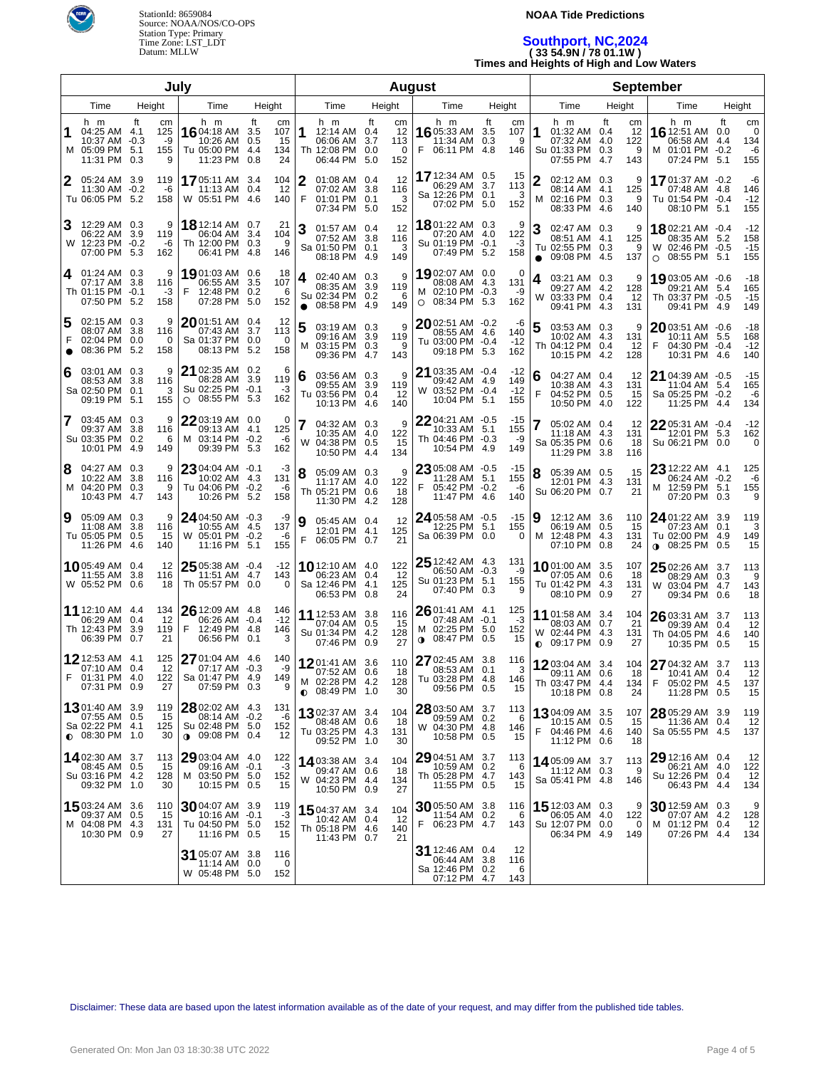StationId: 8659084
Source: NOAA/NOS/CO-OPS
Station Type: Primary
Time Zone: LST_LDT
Datum: MLLW

**NOAA Tide Predictions**

## Southport, NC,2024

**( 33 54.9N / 78 01.1W )**

**Times and Heights of High and Low Waters**

### July

| Day | Time | Height (ft) | Height (cm) |
|---|---|---|---|
| 1 M | 04:25 AM | 4.1 | 125 |
| | 10:37 AM | -0.3 | -9 |
| | 05:09 PM | 5.1 | 155 |
| | 11:31 PM | 0.3 | 9 |
| 2 Tu | 05:24 AM | 3.9 | 119 |
| | 11:30 AM | -0.2 | -6 |
| | 06:05 PM | 5.2 | 158 |
| 3 W | 12:29 AM | 0.3 | 9 |
| | 06:22 AM | 3.9 | 119 |
| | 12:23 PM | -0.2 | -6 |
| | 07:00 PM | 5.3 | 162 |
| 4 Th | 01:24 AM | 0.3 | 9 |
| | 07:17 AM | 3.8 | 116 |
| | 01:15 PM | -0.1 | -3 |
| | 07:50 PM | 5.2 | 158 |
| 5 F ● | 02:15 AM | 0.3 | 9 |
| | 08:07 AM | 3.8 | 116 |
| | 02:04 PM | 0.0 | 0 |
| | 08:36 PM | 5.2 | 158 |
| 6 Sa | 03:01 AM | 0.3 | 9 |
| | 08:53 AM | 3.8 | 116 |
| | 02:50 PM | 0.1 | 3 |
| | 09:19 PM | 5.1 | 155 |
| 7 Su | 03:45 AM | 0.3 | 9 |
| | 09:37 AM | 3.8 | 116 |
| | 03:35 PM | 0.2 | 6 |
| | 10:01 PM | 4.9 | 149 |
| 8 M | 04:27 AM | 0.3 | 9 |
| | 10:22 AM | 3.8 | 116 |
| | 04:20 PM | 0.3 | 9 |
| | 10:43 PM | 4.7 | 143 |
| 9 Tu | 05:09 AM | 0.3 | 9 |
| | 11:08 AM | 3.8 | 116 |
| | 05:05 PM | 0.5 | 15 |
| | 11:26 PM | 4.6 | 140 |
| 10 W | 05:49 AM | 0.4 | 12 |
| | 11:55 AM | 3.8 | 116 |
| | 05:52 PM | 0.6 | 18 |
| 11 Th | 12:10 AM | 4.4 | 134 |
| | 06:29 AM | 0.4 | 12 |
| | 12:43 PM | 3.9 | 119 |
| | 06:39 PM | 0.7 | 21 |
| 12 F | 12:53 AM | 4.1 | 125 |
| | 07:10 AM | 0.4 | 12 |
| | 01:31 PM | 4.0 | 122 |
| | 07:31 PM | 0.9 | 27 |
| 13 Sa | 01:40 AM | 3.9 | 119 |
| | 07:55 AM | 0.5 | 15 |
| | 02:22 PM | 4.1 | 125 |
| ◐ | 08:30 PM | 1.0 | 30 |
| 14 Su | 02:30 AM | 3.7 | 113 |
| | 08:45 AM | 0.5 | 15 |
| | 03:16 PM | 4.2 | 128 |
| | 09:32 PM | 1.0 | 30 |
| 15 M | 03:24 AM | 3.6 | 110 |
| | 09:37 AM | 0.5 | 15 |
| | 04:08 PM | 4.3 | 131 |
| | 10:30 PM | 0.9 | 27 |
| 16 Tu | 04:18 AM | 3.5 | 107 |
| | 10:26 AM | 0.5 | 15 |
| | 05:00 PM | 4.4 | 134 |
| | 11:23 PM | 0.8 | 24 |
| 17 W | 05:11 AM | 3.4 | 104 |
| | 11:13 AM | 0.4 | 12 |
| | 05:51 PM | 4.6 | 140 |
| 18 Th | 12:14 AM | 0.7 | 21 |
| | 06:04 AM | 3.4 | 104 |
| | 12:00 PM | 0.3 | 9 |
| | 06:41 PM | 4.8 | 146 |
| 19 F | 01:03 AM | 0.6 | 18 |
| | 06:55 AM | 3.5 | 107 |
| | 12:48 PM | 0.2 | 6 |
| | 07:28 PM | 5.0 | 152 |
| 20 Sa | 01:51 AM | 0.4 | 12 |
| | 07:43 AM | 3.7 | 113 |
| | 01:37 PM | 0.0 | 0 |
| | 08:13 PM | 5.2 | 158 |
| 21 Su | 02:35 AM | 0.2 | 6 |
| | 08:28 AM | 3.9 | 119 |
| | 02:25 PM | -0.1 | -3 |
| ○ | 08:55 PM | 5.3 | 162 |
| 22 M | 03:19 AM | 0.0 | 0 |
| | 09:13 AM | 4.1 | 125 |
| | 03:14 PM | -0.2 | -6 |
| | 09:39 PM | 5.3 | 162 |
| 23 Tu | 04:04 AM | -0.1 | -3 |
| | 10:02 AM | 4.3 | 131 |
| | 04:06 PM | -0.2 | -6 |
| | 10:26 PM | 5.2 | 158 |
| 24 W | 04:50 AM | -0.3 | -9 |
| | 10:55 AM | 4.5 | 137 |
| | 05:01 PM | -0.2 | -6 |
| | 11:16 PM | 5.1 | 155 |
| 25 Th | 05:38 AM | -0.4 | -12 |
| | 11:51 AM | 4.7 | 143 |
| | 05:57 PM | 0.0 | 0 |
| 26 F | 12:09 AM | 4.8 | 146 |
| | 06:26 AM | -0.4 | -12 |
| | 12:49 PM | 4.8 | 146 |
| | 06:56 PM | 0.1 | 3 |
| 27 Sa | 01:04 AM | 4.6 | 140 |
| | 07:17 AM | -0.3 | -9 |
| | 01:47 PM | 4.9 | 149 |
| | 07:59 PM | 0.3 | 9 |
| 28 Su | 02:02 AM | 4.3 | 131 |
| | 08:14 AM | -0.2 | -6 |
| | 02:48 PM | 5.0 | 152 |
| ◑ | 09:08 PM | 0.4 | 12 |
| 29 M | 03:04 AM | 4.0 | 122 |
| | 09:16 AM | -0.1 | -3 |
| | 03:50 PM | 5.0 | 152 |
| | 10:15 PM | 0.5 | 15 |
| 30 Tu | 04:07 AM | 3.9 | 119 |
| | 10:16 AM | -0.1 | -3 |
| | 04:50 PM | 5.0 | 152 |
| | 11:16 PM | 0.5 | 15 |
| 31 W | 05:07 AM | 3.8 | 116 |
| | 11:14 AM | 0.0 | 0 |
| | 05:48 PM | 5.0 | 152 |

### August

| Day | Time | Height (ft) | Height (cm) |
|---|---|---|---|
| 1 Th | 12:14 AM | 0.4 | 12 |
| | 06:06 AM | 3.7 | 113 |
| | 12:08 PM | 0.0 | 0 |
| | 06:44 PM | 5.0 | 152 |
| 2 F | 01:08 AM | 0.4 | 12 |
| | 07:02 AM | 3.8 | 116 |
| | 01:01 PM | 0.1 | 3 |
| | 07:34 PM | 5.0 | 152 |
| 3 Sa | 01:57 AM | 0.4 | 12 |
| | 07:52 AM | 3.8 | 116 |
| | 01:50 PM | 0.1 | 3 |
| | 08:18 PM | 4.9 | 149 |
| 4 Su | 02:40 AM | 0.3 | 9 |
| | 08:35 AM | 3.9 | 119 |
| | 02:34 PM | 0.2 | 6 |
| ● | 08:58 PM | 4.9 | 149 |
| 5 M | 03:19 AM | 0.3 | 9 |
| | 09:16 AM | 3.9 | 119 |
| | 03:15 PM | 0.3 | 9 |
| | 09:36 PM | 4.7 | 143 |
| 6 Tu | 03:56 AM | 0.3 | 9 |
| | 09:55 AM | 3.9 | 119 |
| | 03:56 PM | 0.4 | 12 |
| | 10:13 PM | 4.6 | 140 |
| 7 W | 04:32 AM | 0.3 | 9 |
| | 10:35 AM | 4.0 | 122 |
| | 04:38 PM | 0.5 | 15 |
| | 10:50 PM | 4.4 | 134 |
| 8 Th | 05:09 AM | 0.3 | 9 |
| | 11:17 AM | 4.0 | 122 |
| | 05:21 PM | 0.6 | 18 |
| | 11:30 PM | 4.2 | 128 |
| 9 F | 05:45 AM | 0.4 | 12 |
| | 12:01 PM | 4.1 | 125 |
| | 06:05 PM | 0.7 | 21 |
| 10 Sa | 12:10 AM | 4.0 | 122 |
| | 06:23 AM | 0.4 | 12 |
| | 12:46 PM | 4.1 | 125 |
| | 06:53 PM | 0.8 | 24 |
| 11 Su | 12:53 AM | 3.8 | 116 |
| | 07:04 AM | 0.5 | 15 |
| | 01:34 PM | 4.2 | 128 |
| | 07:46 PM | 0.9 | 27 |
| 12 M | 01:41 AM | 3.6 | 110 |
| | 07:52 AM | 0.6 | 18 |
| | 02:28 PM | 4.2 | 128 |
| ◐ | 08:49 PM | 1.0 | 30 |
| 13 Tu | 02:37 AM | 3.4 | 104 |
| | 08:48 AM | 0.6 | 18 |
| | 03:25 PM | 4.3 | 131 |
| | 09:52 PM | 1.0 | 30 |
| 14 W | 03:38 AM | 3.4 | 104 |
| | 09:47 AM | 0.6 | 18 |
| | 04:23 PM | 4.4 | 134 |
| | 10:50 PM | 0.9 | 27 |
| 15 Th | 04:37 AM | 3.4 | 104 |
| | 10:42 AM | 0.4 | 12 |
| | 05:18 PM | 4.6 | 140 |
| | 11:43 PM | 0.7 | 21 |
| 16 F | 05:33 AM | 3.5 | 107 |
| | 11:34 AM | 0.3 | 9 |
| | 06:11 PM | 4.8 | 146 |
| 17 Sa | 12:34 AM | 0.5 | 15 |
| | 06:29 AM | 3.7 | 113 |
| | 12:26 PM | 0.1 | 3 |
| | 07:02 PM | 5.0 | 152 |
| 18 Su | 01:22 AM | 0.3 | 9 |
| | 07:20 AM | 4.0 | 122 |
| | 01:19 PM | -0.1 | -3 |
| | 07:49 PM | 5.2 | 158 |
| 19 M | 02:07 AM | 0.0 | 0 |
| | 08:08 AM | 4.3 | 131 |
| | 02:10 PM | -0.3 | -9 |
| ○ | 08:34 PM | 5.3 | 162 |
| 20 Tu | 02:51 AM | -0.2 | -6 |
| | 08:55 AM | 4.6 | 140 |
| | 03:00 PM | -0.4 | -12 |
| | 09:18 PM | 5.3 | 162 |
| 21 W | 03:35 AM | -0.4 | -12 |
| | 09:42 AM | 4.9 | 149 |
| | 03:52 PM | -0.4 | -12 |
| | 10:04 PM | 5.1 | 155 |
| 22 Th | 04:21 AM | -0.5 | -15 |
| | 10:33 AM | 5.1 | 155 |
| | 04:46 PM | -0.3 | -9 |
| | 10:54 PM | 4.9 | 149 |
| 23 F | 05:08 AM | -0.5 | -15 |
| | 11:28 AM | 5.1 | 155 |
| | 05:42 PM | -0.2 | -6 |
| | 11:47 PM | 4.6 | 140 |
| 24 Sa | 05:58 AM | -0.5 | -15 |
| | 12:25 PM | 5.1 | 155 |
| | 06:39 PM | 0.0 | 0 |
| 25 Su | 12:42 AM | 4.3 | 131 |
| | 06:50 AM | -0.3 | -9 |
| | 01:23 PM | 5.1 | 155 |
| | 07:40 PM | 0.3 | 9 |
| 26 M | 01:41 AM | 4.1 | 125 |
| | 07:48 AM | -0.1 | -3 |
| | 02:25 PM | 5.0 | 152 |
| ◑ | 08:47 PM | 0.5 | 15 |
| 27 Tu | 02:45 AM | 3.8 | 116 |
| | 08:53 AM | 0.1 | 3 |
| | 03:28 PM | 4.8 | 146 |
| | 09:56 PM | 0.5 | 15 |
| 28 W | 03:50 AM | 3.7 | 113 |
| | 09:59 AM | 0.2 | 6 |
| | 04:30 PM | 4.8 | 146 |
| | 10:58 PM | 0.5 | 15 |
| 29 Th | 04:51 AM | 3.7 | 113 |
| | 10:59 AM | 0.2 | 6 |
| | 05:28 PM | 4.7 | 143 |
| | 11:55 PM | 0.5 | 15 |
| 30 F | 05:50 AM | 3.8 | 116 |
| | 11:54 AM | 0.2 | 6 |
| | 06:23 PM | 4.7 | 143 |
| 31 Sa | 12:46 AM | 0.4 | 12 |
| | 06:44 AM | 3.8 | 116 |
| | 12:46 PM | 0.2 | 6 |
| | 07:12 PM | 4.7 | 143 |

### September

| Day | Time | Height (ft) | Height (cm) |
|---|---|---|---|
| 1 Su | 01:32 AM | 0.4 | 12 |
| | 07:32 AM | 4.0 | 122 |
| | 01:33 PM | 0.3 | 9 |
| | 07:55 PM | 4.7 | 143 |
| 2 M | 02:12 AM | 0.3 | 9 |
| | 08:14 AM | 4.1 | 125 |
| | 02:16 PM | 0.3 | 9 |
| | 08:33 PM | 4.6 | 140 |
| 3 Tu | 02:47 AM | 0.3 | 9 |
| | 08:51 AM | 4.1 | 125 |
| | 02:55 PM | 0.3 | 9 |
| ● | 09:08 PM | 4.5 | 137 |
| 4 W | 03:21 AM | 0.3 | 9 |
| | 09:27 AM | 4.2 | 128 |
| | 03:33 PM | 0.4 | 12 |
| | 09:41 PM | 4.3 | 131 |
| 5 Th | 03:53 AM | 0.3 | 9 |
| | 10:02 AM | 4.3 | 131 |
| | 04:12 PM | 0.4 | 12 |
| | 10:15 PM | 4.2 | 128 |
| 6 F | 04:27 AM | 0.4 | 12 |
| | 10:38 AM | 4.3 | 131 |
| | 04:52 PM | 0.5 | 15 |
| | 10:50 PM | 4.0 | 122 |
| 7 Sa | 05:02 AM | 0.4 | 12 |
| | 11:18 AM | 4.3 | 131 |
| | 05:35 PM | 0.6 | 18 |
| | 11:29 PM | 3.8 | 116 |
| 8 Su | 05:39 AM | 0.5 | 15 |
| | 12:01 PM | 4.3 | 131 |
| | 06:20 PM | 0.7 | 21 |
| 9 M | 12:12 AM | 3.6 | 110 |
| | 06:19 AM | 0.5 | 15 |
| | 12:48 PM | 4.3 | 131 |
| | 07:10 PM | 0.8 | 24 |
| 10 Tu | 01:00 AM | 3.5 | 107 |
| | 07:05 AM | 0.6 | 18 |
| | 01:42 PM | 4.3 | 131 |
| | 08:10 PM | 0.9 | 27 |
| 11 W | 01:58 AM | 3.4 | 104 |
| | 08:03 AM | 0.7 | 21 |
| | 02:44 PM | 4.3 | 131 |
| ◐ | 09:17 PM | 0.9 | 27 |
| 12 Th | 03:04 AM | 3.4 | 104 |
| | 09:11 AM | 0.6 | 18 |
| | 03:47 PM | 4.4 | 134 |
| | 10:18 PM | 0.8 | 24 |
| 13 F | 04:09 AM | 3.5 | 107 |
| | 10:15 AM | 0.5 | 15 |
| | 04:46 PM | 4.6 | 140 |
| | 11:12 PM | 0.6 | 18 |
| 14 Sa | 05:09 AM | 3.7 | 113 |
| | 11:12 AM | 0.3 | 9 |
| | 05:41 PM | 4.8 | 146 |
| 15 Su | 12:03 AM | 0.3 | 9 |
| | 06:05 AM | 4.0 | 122 |
| | 12:07 PM | 0.0 | 0 |
| | 06:34 PM | 4.9 | 149 |
| 16 M | 12:51 AM | 0.0 | 0 |
| | 06:58 AM | 4.4 | 134 |
| | 01:01 PM | -0.2 | -6 |
| | 07:24 PM | 5.1 | 155 |
| 17 Tu | 01:37 AM | -0.2 | -6 |
| | 07:48 AM | 4.8 | 146 |
| | 01:54 PM | -0.4 | -12 |
| | 08:10 PM | 5.1 | 155 |
| 18 W | 02:21 AM | -0.4 | -12 |
| | 08:35 AM | 5.2 | 158 |
| | 02:46 PM | -0.5 | -15 |
| ○ | 08:55 PM | 5.1 | 155 |
| 19 Th | 03:05 AM | -0.6 | -18 |
| | 09:21 AM | 5.4 | 165 |
| | 03:37 PM | -0.5 | -15 |
| | 09:41 PM | 4.9 | 149 |
| 20 F | 03:51 AM | -0.6 | -18 |
| | 10:11 AM | 5.5 | 168 |
| | 04:30 PM | -0.4 | -12 |
| | 10:31 PM | 4.6 | 140 |
| 21 Sa | 04:39 AM | -0.5 | -15 |
| | 11:04 AM | 5.4 | 165 |
| | 05:25 PM | -0.2 | -6 |
| | 11:25 PM | 4.4 | 134 |
| 22 Su | 05:31 AM | -0.4 | -12 |
| | 12:01 PM | 5.3 | 162 |
| | 06:21 PM | 0.0 | 0 |
| 23 M | 12:22 AM | 4.1 | 125 |
| | 06:24 AM | -0.2 | -6 |
| | 12:59 PM | 5.1 | 155 |
| | 07:20 PM | 0.3 | 9 |
| 24 Tu | 01:22 AM | 3.9 | 119 |
| | 07:23 AM | 0.1 | 3 |
| | 02:00 PM | 4.9 | 149 |
| ◑ | 08:25 PM | 0.5 | 15 |
| 25 W | 02:26 AM | 3.7 | 113 |
| | 08:29 AM | 0.3 | 9 |
| | 03:04 PM | 4.7 | 143 |
| | 09:34 PM | 0.6 | 18 |
| 26 Th | 03:31 AM | 3.7 | 113 |
| | 09:39 AM | 0.4 | 12 |
| | 04:05 PM | 4.6 | 140 |
| | 10:35 PM | 0.5 | 15 |
| 27 F | 04:32 AM | 3.7 | 113 |
| | 10:41 AM | 0.4 | 12 |
| | 05:02 PM | 4.5 | 137 |
| | 11:28 PM | 0.5 | 15 |
| 28 Sa | 05:29 AM | 3.9 | 119 |
| | 11:36 AM | 0.4 | 12 |
| | 05:55 PM | 4.5 | 137 |
| 29 Su | 12:16 AM | 0.4 | 12 |
| | 06:21 AM | 4.0 | 122 |
| | 12:26 PM | 0.4 | 12 |
| | 06:43 PM | 4.4 | 134 |
| 30 M | 12:59 AM | 0.3 | 9 |
| | 07:07 AM | 4.2 | 128 |
| | 01:12 PM | 0.4 | 12 |
| | 07:26 PM | 4.4 | 134 |

Disclaimer: These data are based upon the latest information available as of the date of your request, and may differ from the published tide tables.

Generated On: Mon Jan 03 18:30:38 UTC 2022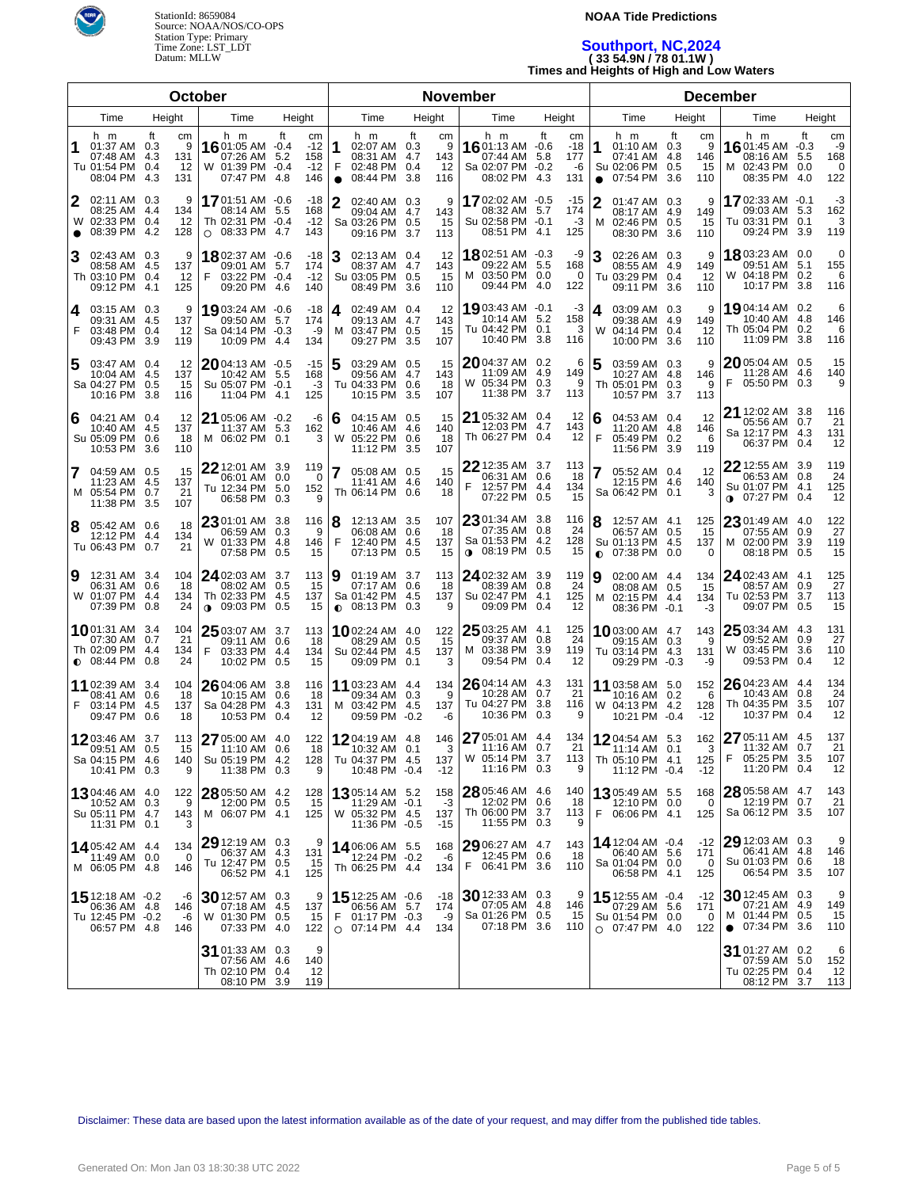StationId: 8659084
Source: NOAA/NOS/CO-OPS
Station Type: Primary
Time Zone: LST_LDT
Datum: MLLW

**NOAA Tide Predictions**

# Southport, NC,2024

**( 33 54.9N / 78 01.1W )**

**Times and Heights of High and Low Waters**

## October

| Day | Time (h m) | Height (ft) | Height (cm) |
|---|---|---|---|
| 1 Tu | 01:37 AM | 0.3 | 9 |
| | 07:48 AM | 4.3 | 131 |
| | 01:54 PM | 0.4 | 12 |
| | 08:04 PM | 4.3 | 131 |
| 2 W ● | 02:11 AM | 0.3 | 9 |
| | 08:25 AM | 4.4 | 134 |
| | 02:33 PM | 0.4 | 12 |
| | 08:39 PM | 4.2 | 128 |
| 3 Th | 02:43 AM | 0.3 | 9 |
| | 08:58 AM | 4.5 | 137 |
| | 03:10 PM | 0.4 | 12 |
| | 09:12 PM | 4.1 | 125 |
| 4 F | 03:15 AM | 0.3 | 9 |
| | 09:31 AM | 4.5 | 137 |
| | 03:48 PM | 0.4 | 12 |
| | 09:43 PM | 3.9 | 119 |
| 5 Sa | 03:47 AM | 0.4 | 12 |
| | 10:04 AM | 4.5 | 137 |
| | 04:27 PM | 0.5 | 15 |
| | 10:16 PM | 3.8 | 116 |
| 6 Su | 04:21 AM | 0.4 | 12 |
| | 10:40 AM | 4.5 | 137 |
| | 05:09 PM | 0.6 | 18 |
| | 10:53 PM | 3.6 | 110 |
| 7 M | 04:59 AM | 0.5 | 15 |
| | 11:23 AM | 4.5 | 137 |
| | 05:54 PM | 0.7 | 21 |
| | 11:38 PM | 3.5 | 107 |
| 8 Tu | 05:42 AM | 0.6 | 18 |
| | 12:12 PM | 4.4 | 134 |
| | 06:43 PM | 0.7 | 21 |
| 9 W | 12:31 AM | 3.4 | 104 |
| | 06:31 AM | 0.6 | 18 |
| | 01:07 PM | 4.4 | 134 |
| | 07:39 PM | 0.8 | 24 |
| 10 Th ◐ | 01:31 AM | 3.4 | 104 |
| | 07:30 AM | 0.7 | 21 |
| | 02:09 PM | 4.4 | 134 |
| | 08:44 PM | 0.8 | 24 |
| 11 F | 02:39 AM | 3.4 | 104 |
| | 08:41 AM | 0.6 | 18 |
| | 03:14 PM | 4.5 | 137 |
| | 09:47 PM | 0.6 | 18 |
| 12 Sa | 03:46 AM | 3.7 | 113 |
| | 09:51 AM | 0.5 | 15 |
| | 04:15 PM | 4.6 | 140 |
| | 10:41 PM | 0.3 | 9 |
| 13 Su | 04:46 AM | 4.0 | 122 |
| | 10:52 AM | 0.3 | 9 |
| | 05:11 PM | 4.7 | 143 |
| | 11:31 PM | 0.1 | 3 |
| 14 M | 05:42 AM | 4.4 | 134 |
| | 11:49 AM | 0.0 | 0 |
| | 06:05 PM | 4.8 | 146 |
| 15 Tu | 12:18 AM | -0.2 | -6 |
| | 06:36 AM | 4.8 | 146 |
| | 12:45 PM | -0.2 | -6 |
| | 06:57 PM | 4.8 | 146 |
| 16 W | 01:05 AM | -0.4 | -12 |
| | 07:26 AM | 5.2 | 158 |
| | 01:39 PM | -0.4 | -12 |
| | 07:47 PM | 4.8 | 146 |
| 17 Th ○ | 01:51 AM | -0.6 | -18 |
| | 08:14 AM | 5.5 | 168 |
| | 02:31 PM | -0.4 | -12 |
| | 08:33 PM | 4.7 | 143 |
| 18 F | 02:37 AM | -0.6 | -18 |
| | 09:01 AM | 5.7 | 174 |
| | 03:22 PM | -0.4 | -12 |
| | 09:20 PM | 4.6 | 140 |
| 19 Sa | 03:24 AM | -0.6 | -18 |
| | 09:50 AM | 5.7 | 174 |
| | 04:14 PM | -0.3 | -9 |
| | 10:09 PM | 4.4 | 134 |
| 20 Su | 04:13 AM | -0.5 | -15 |
| | 10:42 AM | 5.5 | 168 |
| | 05:07 PM | -0.1 | -3 |
| | 11:04 PM | 4.1 | 125 |
| 21 M | 05:06 AM | -0.2 | -6 |
| | 11:37 AM | 5.3 | 162 |
| | 06:02 PM | 0.1 | 3 |
| 22 Tu | 12:01 AM | 3.9 | 119 |
| | 06:01 AM | 0.0 | 0 |
| | 12:34 PM | 5.0 | 152 |
| | 06:58 PM | 0.3 | 9 |
| 23 W | 01:01 AM | 3.8 | 116 |
| | 06:59 AM | 0.3 | 9 |
| | 01:33 PM | 4.8 | 146 |
| | 07:58 PM | 0.5 | 15 |
| 24 Th ◑ | 02:03 AM | 3.7 | 113 |
| | 08:02 AM | 0.5 | 15 |
| | 02:33 PM | 4.5 | 137 |
| | 09:03 PM | 0.5 | 15 |
| 25 F | 03:07 AM | 3.7 | 113 |
| | 09:11 AM | 0.6 | 18 |
| | 03:33 PM | 4.4 | 134 |
| | 10:02 PM | 0.5 | 15 |
| 26 Sa | 04:06 AM | 3.8 | 116 |
| | 10:15 AM | 0.6 | 18 |
| | 04:28 PM | 4.3 | 131 |
| | 10:53 PM | 0.4 | 12 |
| 27 Su | 05:00 AM | 4.0 | 122 |
| | 11:10 AM | 0.6 | 18 |
| | 05:19 PM | 4.2 | 128 |
| | 11:38 PM | 0.3 | 9 |
| 28 M | 05:50 AM | 4.2 | 128 |
| | 12:00 PM | 0.5 | 15 |
| | 06:07 PM | 4.1 | 125 |
| 29 Tu | 12:19 AM | 0.3 | 9 |
| | 06:37 AM | 4.3 | 131 |
| | 12:47 PM | 0.5 | 15 |
| | 06:52 PM | 4.1 | 125 |
| 30 W | 12:57 AM | 0.3 | 9 |
| | 07:18 AM | 4.5 | 137 |
| | 01:30 PM | 0.5 | 15 |
| | 07:33 PM | 4.0 | 122 |
| 31 Th | 01:33 AM | 0.3 | 9 |
| | 07:56 AM | 4.6 | 140 |
| | 02:10 PM | 0.4 | 12 |
| | 08:10 PM | 3.9 | 119 |

## November

| Day | Time (h m) | Height (ft) | Height (cm) |
|---|---|---|---|
| 1 F ● | 02:07 AM | 0.3 | 9 |
| | 08:31 AM | 4.7 | 143 |
| | 02:48 PM | 0.4 | 12 |
| | 08:44 PM | 3.8 | 116 |
| 2 Sa | 02:40 AM | 0.3 | 9 |
| | 09:04 AM | 4.7 | 143 |
| | 03:26 PM | 0.5 | 15 |
| | 09:16 PM | 3.7 | 113 |
| 3 Su | 02:13 AM | 0.4 | 12 |
| | 08:37 AM | 4.7 | 143 |
| | 03:05 PM | 0.5 | 15 |
| | 08:49 PM | 3.6 | 110 |
| 4 M | 02:49 AM | 0.4 | 12 |
| | 09:13 AM | 4.7 | 143 |
| | 03:47 PM | 0.5 | 15 |
| | 09:27 PM | 3.5 | 107 |
| 5 Tu | 03:29 AM | 0.5 | 15 |
| | 09:56 AM | 4.7 | 143 |
| | 04:33 PM | 0.6 | 18 |
| | 10:15 PM | 3.5 | 107 |
| 6 W | 04:15 AM | 0.5 | 15 |
| | 10:46 AM | 4.6 | 140 |
| | 05:22 PM | 0.6 | 18 |
| | 11:12 PM | 3.5 | 107 |
| 7 Th | 05:08 AM | 0.5 | 15 |
| | 11:41 AM | 4.6 | 140 |
| | 06:14 PM | 0.6 | 18 |
| 8 F | 12:13 AM | 3.5 | 107 |
| | 06:08 AM | 0.6 | 18 |
| | 12:40 PM | 4.5 | 137 |
| | 07:13 PM | 0.5 | 15 |
| 9 Sa ◐ | 01:19 AM | 3.7 | 113 |
| | 07:17 AM | 0.6 | 18 |
| | 01:42 PM | 4.5 | 137 |
| | 08:13 PM | 0.3 | 9 |
| 10 Su | 02:24 AM | 4.0 | 122 |
| | 08:29 AM | 0.5 | 15 |
| | 02:44 PM | 4.5 | 137 |
| | 09:09 PM | 0.1 | 3 |
| 11 M | 03:23 AM | 4.4 | 134 |
| | 09:34 AM | 0.3 | 9 |
| | 03:42 PM | 4.5 | 137 |
| | 09:59 PM | -0.2 | -6 |
| 12 Tu | 04:19 AM | 4.8 | 146 |
| | 10:32 AM | 0.1 | 3 |
| | 04:37 PM | 4.5 | 137 |
| | 10:48 PM | -0.4 | -12 |
| 13 W | 05:14 AM | 5.2 | 158 |
| | 11:29 AM | -0.1 | -3 |
| | 05:32 PM | 4.5 | 137 |
| | 11:36 PM | -0.5 | -15 |
| 14 Th | 06:06 AM | 5.5 | 168 |
| | 12:24 PM | -0.2 | -6 |
| | 06:25 PM | 4.4 | 134 |
| 15 F ○ | 12:25 AM | -0.6 | -18 |
| | 06:56 AM | 5.7 | 174 |
| | 01:17 PM | -0.3 | -9 |
| | 07:14 PM | 4.4 | 134 |
| 16 Sa | 01:13 AM | -0.6 | -18 |
| | 07:44 AM | 5.8 | 177 |
| | 02:07 PM | -0.2 | -6 |
| | 08:02 PM | 4.3 | 131 |
| 17 Su | 02:02 AM | -0.5 | -15 |
| | 08:32 AM | 5.7 | 174 |
| | 02:58 PM | -0.1 | -3 |
| | 08:51 PM | 4.1 | 125 |
| 18 M | 02:51 AM | -0.3 | -9 |
| | 09:22 AM | 5.5 | 168 |
| | 03:50 PM | 0.0 | 0 |
| | 09:44 PM | 4.0 | 122 |
| 19 Tu | 03:43 AM | -0.1 | -3 |
| | 10:14 AM | 5.2 | 158 |
| | 04:42 PM | 0.1 | 3 |
| | 10:40 PM | 3.8 | 116 |
| 20 W | 04:37 AM | 0.2 | 6 |
| | 11:09 AM | 4.9 | 149 |
| | 05:34 PM | 0.3 | 9 |
| | 11:38 PM | 3.7 | 113 |
| 21 Th | 05:32 AM | 0.4 | 12 |
| | 12:03 PM | 4.7 | 143 |
| | 06:27 PM | 0.4 | 12 |
| 22 F | 12:35 AM | 3.7 | 113 |
| | 06:31 AM | 0.6 | 18 |
| | 12:57 PM | 4.4 | 134 |
| | 07:22 PM | 0.5 | 15 |
| 23 Sa ◑ | 01:34 AM | 3.8 | 116 |
| | 07:35 AM | 0.8 | 24 |
| | 01:53 PM | 4.2 | 128 |
| | 08:19 PM | 0.5 | 15 |
| 24 Su | 02:32 AM | 3.9 | 119 |
| | 08:39 AM | 0.8 | 24 |
| | 02:47 PM | 4.1 | 125 |
| | 09:09 PM | 0.4 | 12 |
| 25 M | 03:25 AM | 4.1 | 125 |
| | 09:37 AM | 0.8 | 24 |
| | 03:38 PM | 3.9 | 119 |
| | 09:54 PM | 0.4 | 12 |
| 26 Tu | 04:14 AM | 4.3 | 131 |
| | 10:28 AM | 0.7 | 21 |
| | 04:27 PM | 3.8 | 116 |
| | 10:36 PM | 0.3 | 9 |
| 27 W | 05:01 AM | 4.4 | 134 |
| | 11:16 AM | 0.7 | 21 |
| | 05:14 PM | 3.7 | 113 |
| | 11:16 PM | 0.3 | 9 |
| 28 Th | 05:46 AM | 4.6 | 140 |
| | 12:02 PM | 0.6 | 18 |
| | 06:00 PM | 3.7 | 113 |
| | 11:55 PM | 0.3 | 9 |
| 29 F | 06:27 AM | 4.7 | 143 |
| | 12:45 PM | 0.6 | 18 |
| | 06:41 PM | 3.6 | 110 |
| 30 Sa | 12:33 AM | 0.3 | 9 |
| | 07:05 AM | 4.8 | 146 |
| | 01:26 PM | 0.5 | 15 |
| | 07:18 PM | 3.6 | 110 |

## December

| Day | Time (h m) | Height (ft) | Height (cm) |
|---|---|---|---|
| 1 Su ● | 01:10 AM | 0.3 | 9 |
| | 07:41 AM | 4.8 | 146 |
| | 02:06 PM | 0.5 | 15 |
| | 07:54 PM | 3.6 | 110 |
| 2 M | 01:47 AM | 0.3 | 9 |
| | 08:17 AM | 4.9 | 149 |
| | 02:46 PM | 0.5 | 15 |
| | 08:30 PM | 3.6 | 110 |
| 3 Tu | 02:26 AM | 0.3 | 9 |
| | 08:55 AM | 4.9 | 149 |
| | 03:29 PM | 0.4 | 12 |
| | 09:11 PM | 3.6 | 110 |
| 4 W | 03:09 AM | 0.3 | 9 |
| | 09:38 AM | 4.9 | 149 |
| | 04:14 PM | 0.4 | 12 |
| | 10:00 PM | 3.6 | 110 |
| 5 Th | 03:59 AM | 0.3 | 9 |
| | 10:27 AM | 4.8 | 146 |
| | 05:01 PM | 0.3 | 9 |
| | 10:57 PM | 3.7 | 113 |
| 6 F | 04:53 AM | 0.4 | 12 |
| | 11:20 AM | 4.8 | 146 |
| | 05:49 PM | 0.2 | 6 |
| | 11:56 PM | 3.9 | 119 |
| 7 Sa | 05:52 AM | 0.4 | 12 |
| | 12:15 PM | 4.6 | 140 |
| | 06:42 PM | 0.1 | 3 |
| 8 Su ◐ | 12:57 AM | 4.1 | 125 |
| | 06:57 AM | 0.5 | 15 |
| | 01:13 PM | 4.5 | 137 |
| | 07:38 PM | 0.0 | 0 |
| 9 M | 02:00 AM | 4.4 | 134 |
| | 08:08 AM | 0.5 | 15 |
| | 02:15 PM | 4.4 | 134 |
| | 08:36 PM | -0.1 | -3 |
| 10 Tu | 03:00 AM | 4.7 | 143 |
| | 09:15 AM | 0.3 | 9 |
| | 03:14 PM | 4.3 | 131 |
| | 09:29 PM | -0.3 | -9 |
| 11 W | 03:58 AM | 5.0 | 152 |
| | 10:16 AM | 0.2 | 6 |
| | 04:13 PM | 4.2 | 128 |
| | 10:21 PM | -0.4 | -12 |
| 12 Th | 04:54 AM | 5.3 | 162 |
| | 11:14 AM | 0.1 | 3 |
| | 05:10 PM | 4.1 | 125 |
| | 11:12 PM | -0.4 | -12 |
| 13 F | 05:49 AM | 5.5 | 168 |
| | 12:10 PM | 0.0 | 0 |
| | 06:06 PM | 4.1 | 125 |
| 14 Sa | 12:04 AM | -0.4 | -12 |
| | 06:40 AM | 5.6 | 171 |
| | 01:04 PM | 0.0 | 0 |
| | 06:58 PM | 4.1 | 125 |
| 15 Su ○ | 12:55 AM | -0.4 | -12 |
| | 07:29 AM | 5.6 | 171 |
| | 01:54 PM | 0.0 | 0 |
| | 07:47 PM | 4.0 | 122 |
| 16 M | 01:45 AM | -0.3 | -9 |
| | 08:16 AM | 5.5 | 168 |
| | 02:43 PM | 0.0 | 0 |
| | 08:35 PM | 4.0 | 122 |
| 17 Tu | 02:33 AM | -0.1 | -3 |
| | 09:03 AM | 5.3 | 162 |
| | 03:31 PM | 0.1 | 3 |
| | 09:24 PM | 3.9 | 119 |
| 18 W | 03:23 AM | 0.0 | 0 |
| | 09:51 AM | 5.1 | 155 |
| | 04:18 PM | 0.2 | 6 |
| | 10:17 PM | 3.8 | 116 |
| 19 Th | 04:14 AM | 0.2 | 6 |
| | 10:40 AM | 4.8 | 146 |
| | 05:04 PM | 0.2 | 6 |
| | 11:09 PM | 3.8 | 116 |
| 20 F | 05:04 AM | 0.5 | 15 |
| | 11:28 AM | 4.6 | 140 |
| | 05:50 PM | 0.3 | 9 |
| 21 Sa | 12:02 AM | 3.8 | 116 |
| | 05:56 AM | 0.7 | 21 |
| | 12:17 PM | 4.3 | 131 |
| | 06:37 PM | 0.4 | 12 |
| 22 Su ◑ | 12:55 AM | 3.9 | 119 |
| | 06:53 AM | 0.8 | 24 |
| | 01:07 PM | 4.1 | 125 |
| | 07:27 PM | 0.4 | 12 |
| 23 M | 01:49 AM | 4.0 | 122 |
| | 07:55 AM | 0.9 | 27 |
| | 02:00 PM | 3.9 | 119 |
| | 08:18 PM | 0.5 | 15 |
| 24 Tu | 02:43 AM | 4.1 | 125 |
| | 08:57 AM | 0.9 | 27 |
| | 02:53 PM | 3.7 | 113 |
| | 09:07 PM | 0.5 | 15 |
| 25 W | 03:34 AM | 4.3 | 131 |
| | 09:52 AM | 0.9 | 27 |
| | 03:45 PM | 3.6 | 110 |
| | 09:53 PM | 0.4 | 12 |
| 26 Th | 04:23 AM | 4.4 | 134 |
| | 10:43 AM | 0.8 | 24 |
| | 04:35 PM | 3.5 | 107 |
| | 10:37 PM | 0.4 | 12 |
| 27 F | 05:11 AM | 4.5 | 137 |
| | 11:32 AM | 0.7 | 21 |
| | 05:25 PM | 3.5 | 107 |
| | 11:20 PM | 0.4 | 12 |
| 28 Sa | 05:58 AM | 4.7 | 143 |
| | 12:19 PM | 0.7 | 21 |
| | 06:12 PM | 3.5 | 107 |
| 29 Su | 12:03 AM | 0.3 | 9 |
| | 06:41 AM | 4.8 | 146 |
| | 01:03 PM | 0.6 | 18 |
| | 06:54 PM | 3.5 | 107 |
| 30 M ● | 12:45 AM | 0.3 | 9 |
| | 07:21 AM | 4.9 | 149 |
| | 01:44 PM | 0.5 | 15 |
| | 07:34 PM | 3.6 | 110 |
| 31 Tu | 01:27 AM | 0.2 | 6 |
| | 07:59 AM | 5.0 | 152 |
| | 02:25 PM | 0.4 | 12 |
| | 08:12 PM | 3.7 | 113 |

Disclaimer: These data are based upon the latest information available as of the date of your request, and may differ from the published tide tables.

Generated On: Mon Jan 03 18:30:38 UTC 2022